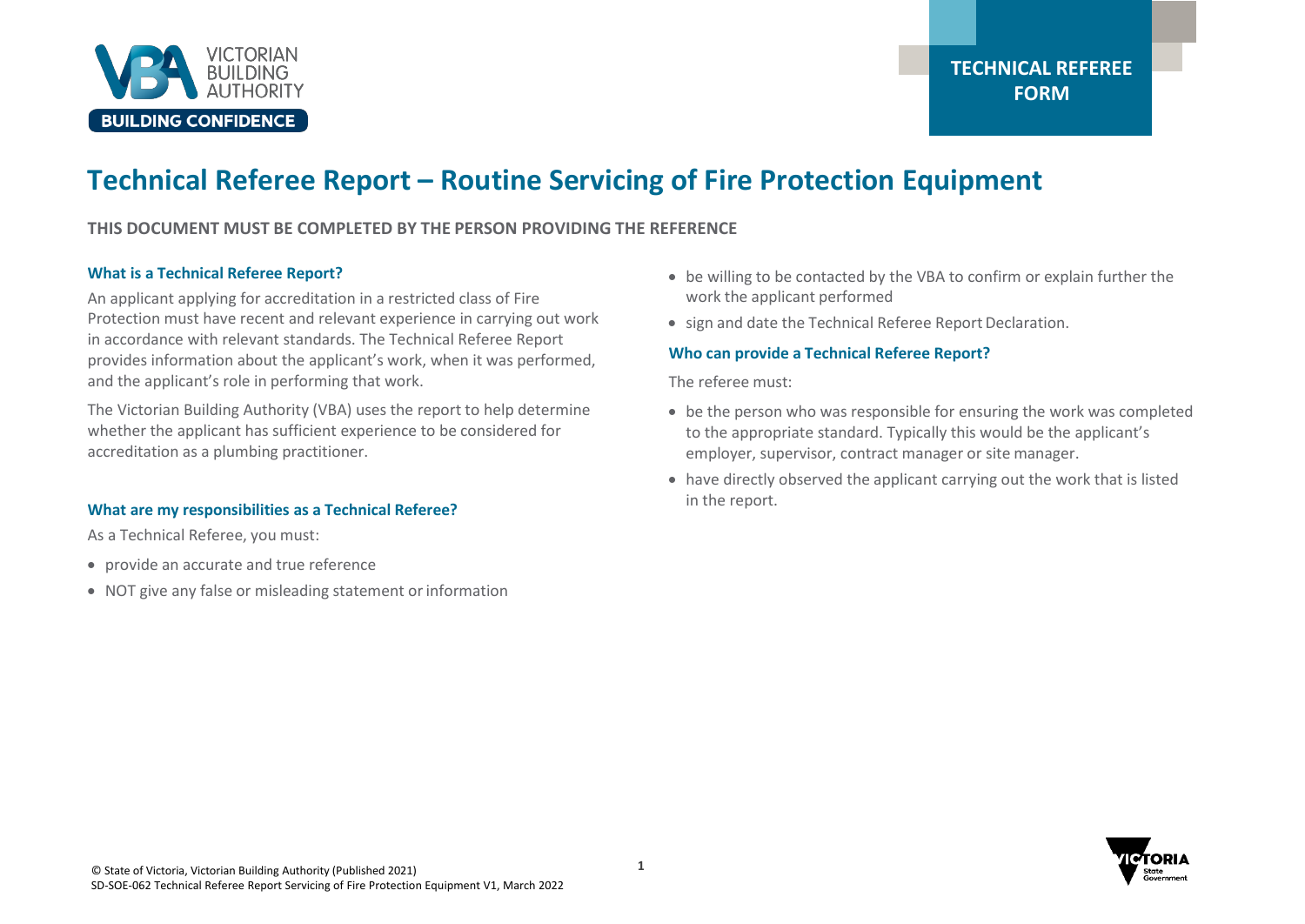TECHNICAL REFEREE FORM

# Technical Referee Report – Routine Servicing of Fire Protection Equipment

**THIS DOCUMENT MUST BE COMPLETED BY THE PERSON PROVIDING THE REFERENCE**

### What is a Technical Referee Report?

An applicant applying for accreditation in a restricted class of Fire Protection must have recent and relevant experience in carrying out work in accordance with relevant standards. The Technical Referee Report provides information about the applicant's work, when it was performed, and the applicant's role in performing that work.

The Victorian Building Authority (VBA) uses the report to help determine whether the applicant has sufficient experience to be considered for accreditation as a plumbing practitioner.

### What are my responsibilities as a Technical Referee?

As a Technical Referee, you must:

- provide an accurate and true reference
- NOT give any false or misleading statement or information
- be willing to be contacted by the VBA to confirm or explain further the work the applicant performed
- sign and date the Technical Referee Report Declaration.

### Who can provide a Technical Referee Report?

The referee must:

- be the person who was responsible for ensuring the work was completed to the appropriate standard. Typically this would be the applicant's employer, supervisor, contract manager or site manager.
- have directly observed the applicant carrying out the work that is listed in the report.

© State of Victoria, Victorian Building Authority (Published 2021)
SD-SOE-062 Technical Referee Report Servicing of Fire Protection Equipment V1, March 2022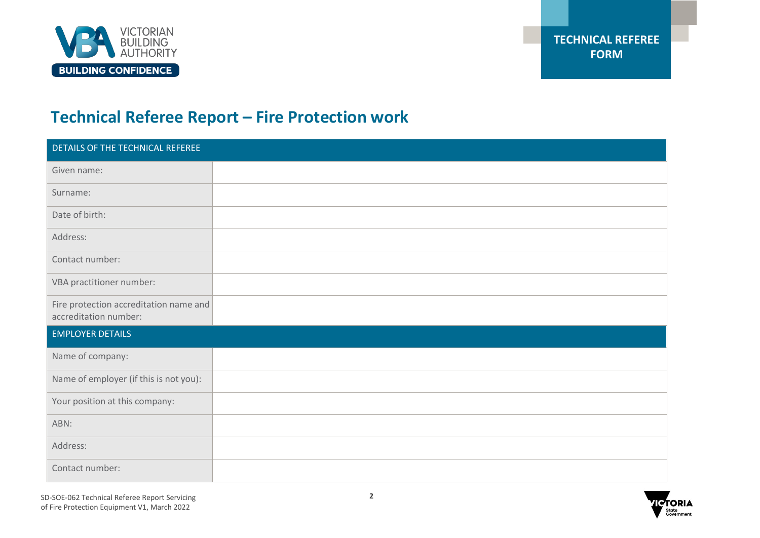# Technical Referee Report – Fire Protection work

| DETAILS OF THE TECHNICAL REFEREE | |
|---|---|
| Given name: | |
| Surname: | |
| Date of birth: | |
| Address: | |
| Contact number: | |
| VBA practitioner number: | |
| Fire protection accreditation name and accreditation number: | |
| **EMPLOYER DETAILS** | |
| Name of company: | |
| Name of employer (if this is not you): | |
| Your position at this company: | |
| ABN: | |
| Address: | |
| Contact number: | |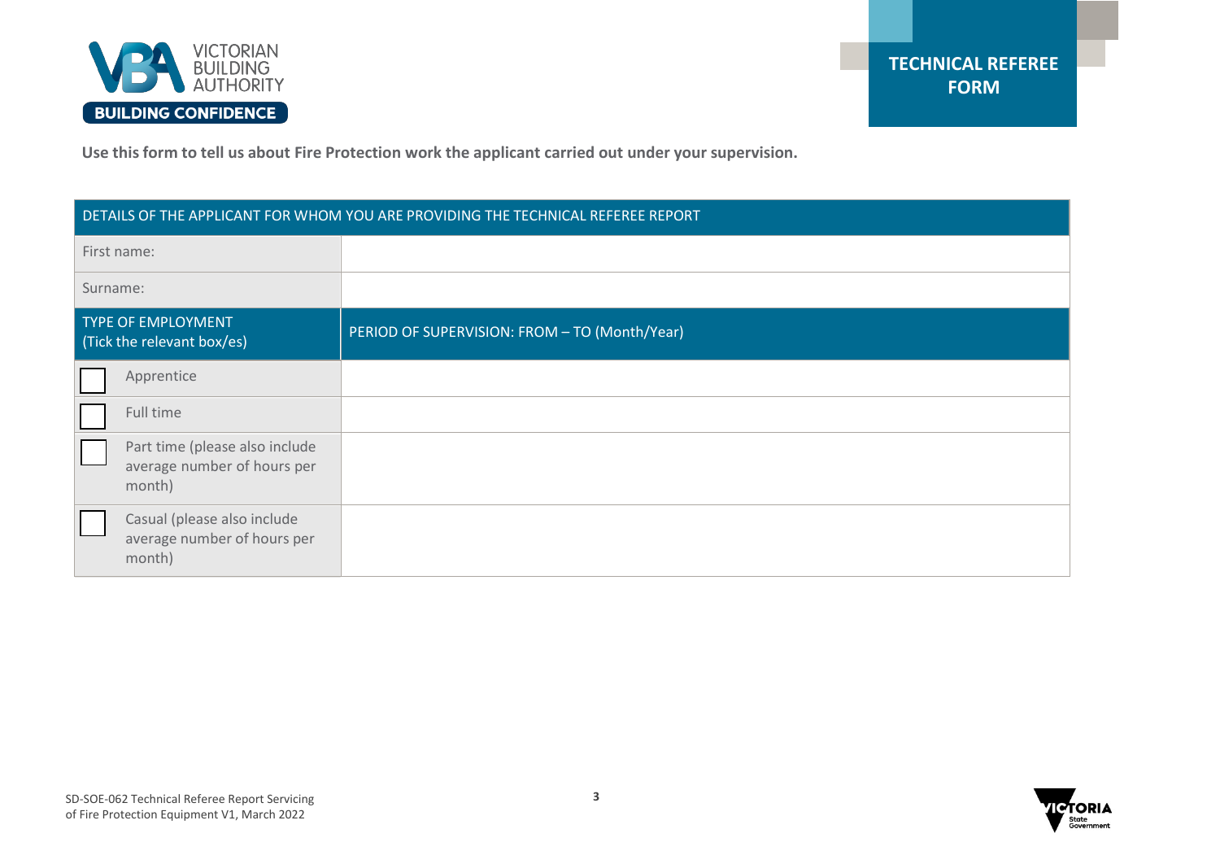# TECHNICAL REFEREE FORM

**Use this form to tell us about Fire Protection work the applicant carried out under your supervision.**

| DETAILS OF THE APPLICANT FOR WHOM YOU ARE PROVIDING THE TECHNICAL REFEREE REPORT | |
|---|---|
| First name: | |
| Surname: | |
| **TYPE OF EMPLOYMENT** (Tick the relevant box/es) | **PERIOD OF SUPERVISION: FROM – TO (Month/Year)** |
| ☐ Apprentice | |
| ☐ Full time | |
| ☐ Part time (please also include average number of hours per month) | |
| ☐ Casual (please also include average number of hours per month) | |

SD-SOE-062 Technical Referee Report Servicing of Fire Protection Equipment V1, March 2022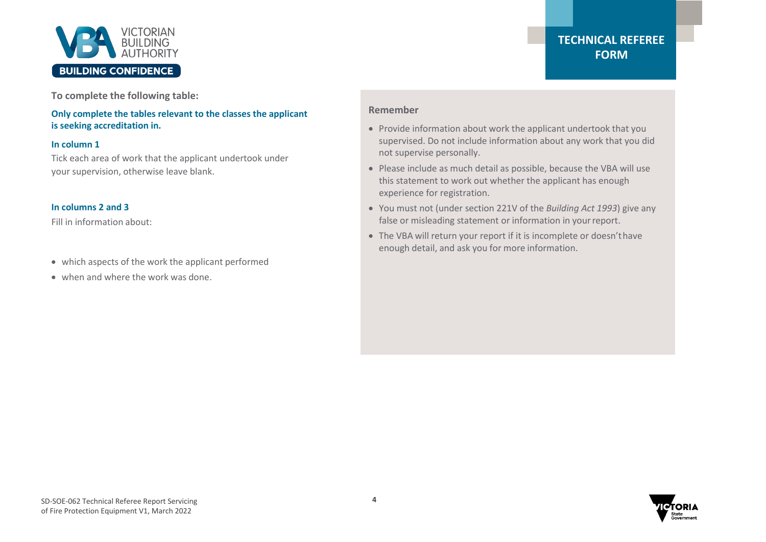**To complete the following table:**

**Only complete the tables relevant to the classes the applicant is seeking accreditation in.**

### In column 1

Tick each area of work that the applicant undertook under your supervision, otherwise leave blank.

### In columns 2 and 3

Fill in information about:

- which aspects of the work the applicant performed
- when and where the work was done.

### Remember

- Provide information about work the applicant undertook that you supervised. Do not include information about any work that you did not supervise personally.
- Please include as much detail as possible, because the VBA will use this statement to work out whether the applicant has enough experience for registration.
- You must not (under section 221V of the *Building Act 1993*) give any false or misleading statement or information in your report.
- The VBA will return your report if it is incomplete or doesn't have enough detail, and ask you for more information.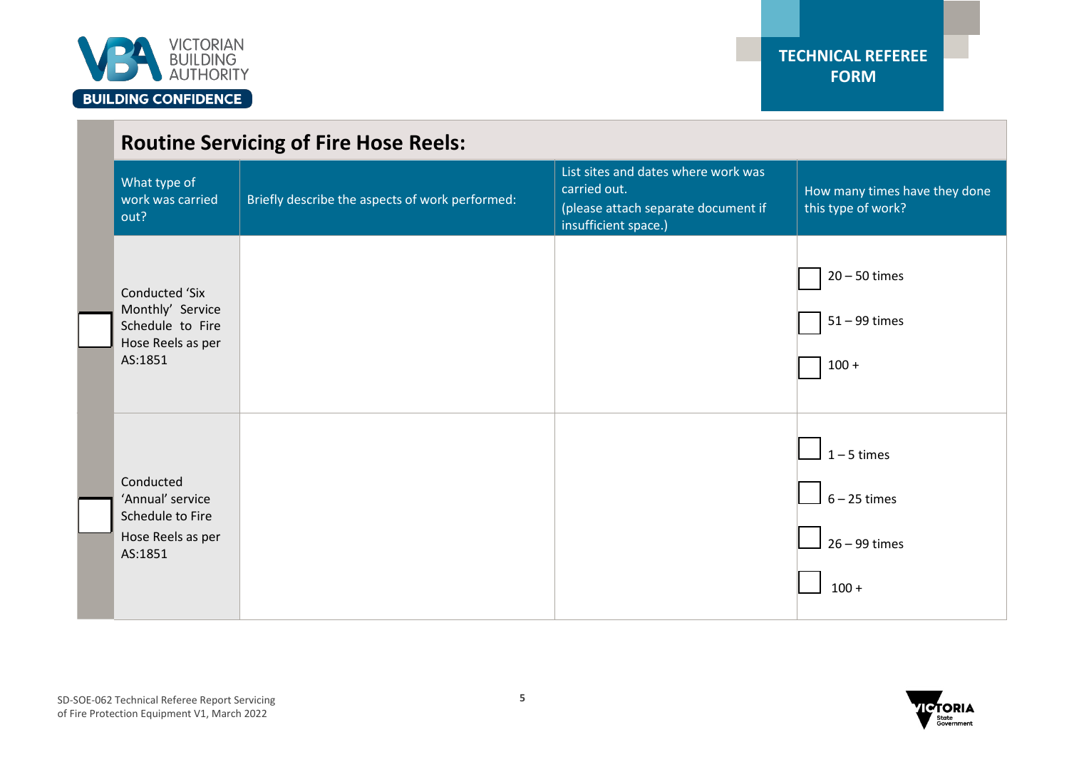## Routine Servicing of Fire Hose Reels:

| | What type of work was carried out? | Briefly describe the aspects of work performed: | List sites and dates where work was carried out. (please attach separate document if insufficient space.) | How many times have they done this type of work? |
|---|---|---|---|---|
| ☐ | Conducted 'Six Monthly' Service Schedule to Fire Hose Reels as per AS:1851 | | | ☐ 20 – 50 times<br>☐ 51 – 99 times<br>☐ 100 + |
| ☐ | Conducted 'Annual' service Schedule to Fire Hose Reels as per AS:1851 | | | ☐ 1 – 5 times<br>☐ 6 – 25 times<br>☐ 26 – 99 times<br>☐ 100 + |

SD-SOE-062 Technical Referee Report Servicing of Fire Protection Equipment V1, March 2022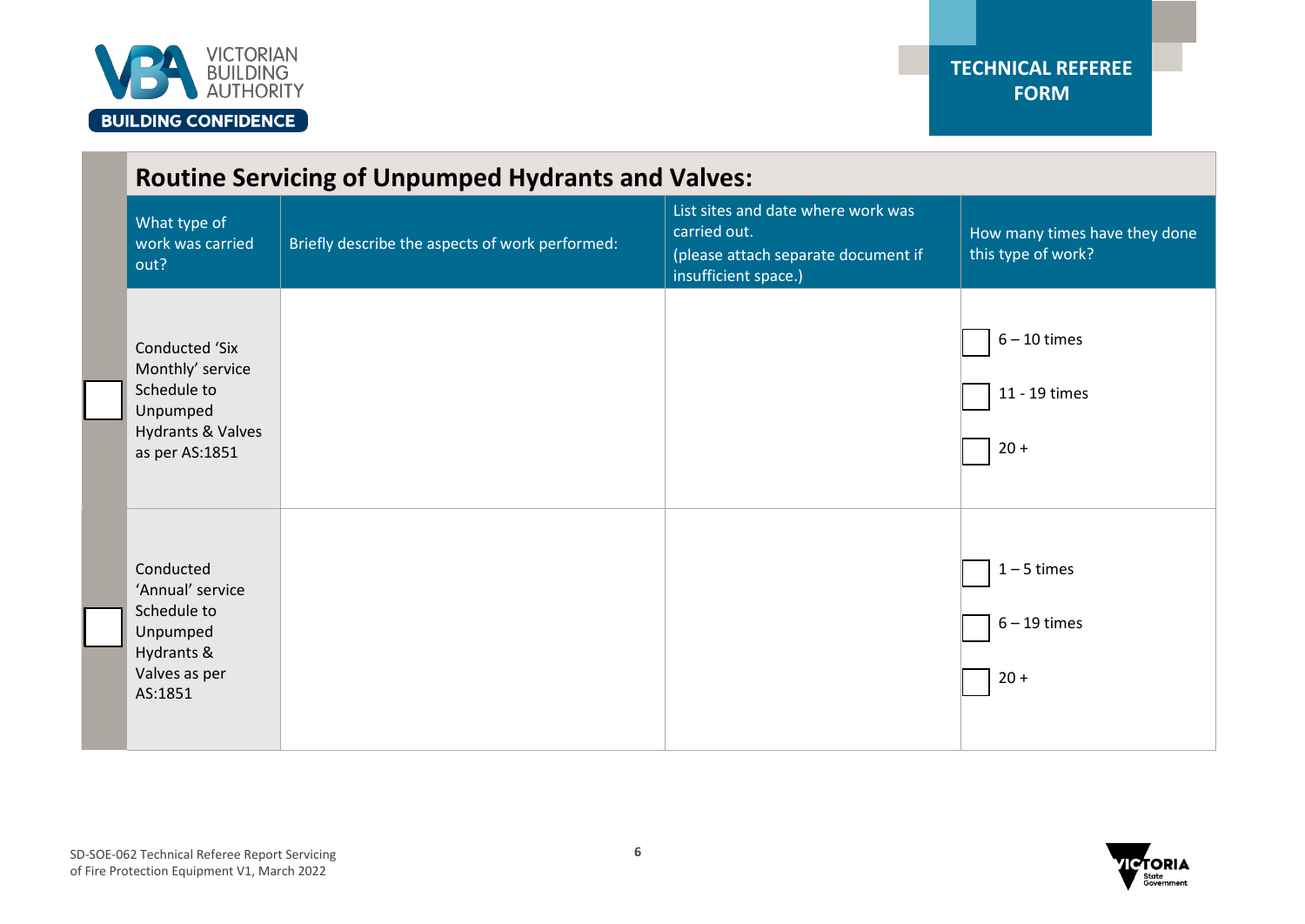## Routine Servicing of Unpumped Hydrants and Valves:

| | What type of work was carried out? | Briefly describe the aspects of work performed: | List sites and date where work was carried out. (please attach separate document if insufficient space.) | How many times have they done this type of work? |
|---|---|---|---|---|
| ☐ | Conducted 'Six Monthly' service Schedule to Unpumped Hydrants & Valves as per AS:1851 | | | ☐ 6 – 10 times<br>☐ 11 - 19 times<br>☐ 20 + |
| ☐ | Conducted 'Annual' service Schedule to Unpumped Hydrants & Valves as per AS:1851 | | | ☐ 1 – 5 times<br>☐ 6 – 19 times<br>☐ 20 + |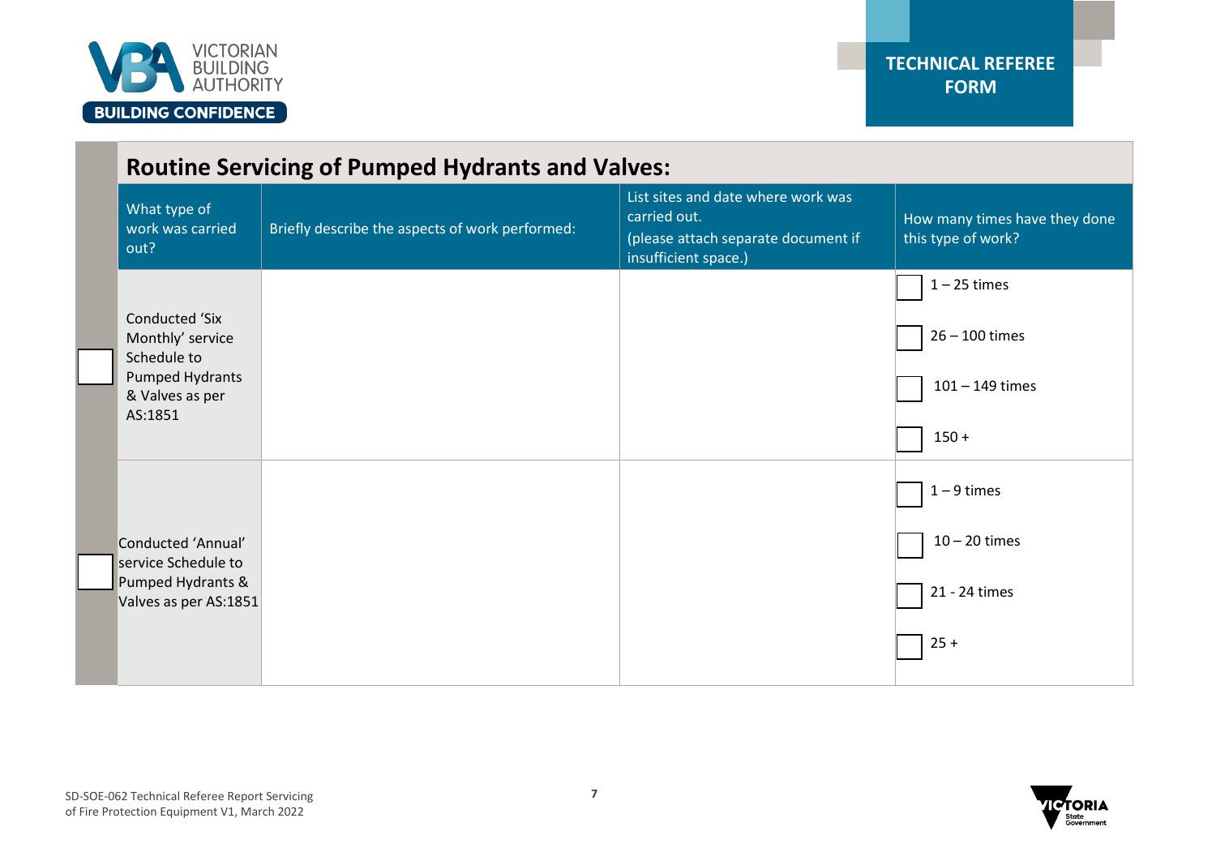## Routine Servicing of Pumped Hydrants and Valves:

| | What type of work was carried out? | Briefly describe the aspects of work performed: | List sites and date where work was carried out. (please attach separate document if insufficient space.) | How many times have they done this type of work? |
|---|---|---|---|---|
| ☐ | Conducted 'Six Monthly' service Schedule to Pumped Hydrants & Valves as per AS:1851 | | | ☐ 1 – 25 times<br>☐ 26 – 100 times<br>☐ 101 – 149 times<br>☐ 150 + |
| ☐ | Conducted 'Annual' service Schedule to Pumped Hydrants & Valves as per AS:1851 | | | ☐ 1 – 9 times<br>☐ 10 – 20 times<br>☐ 21 - 24 times<br>☐ 25 + |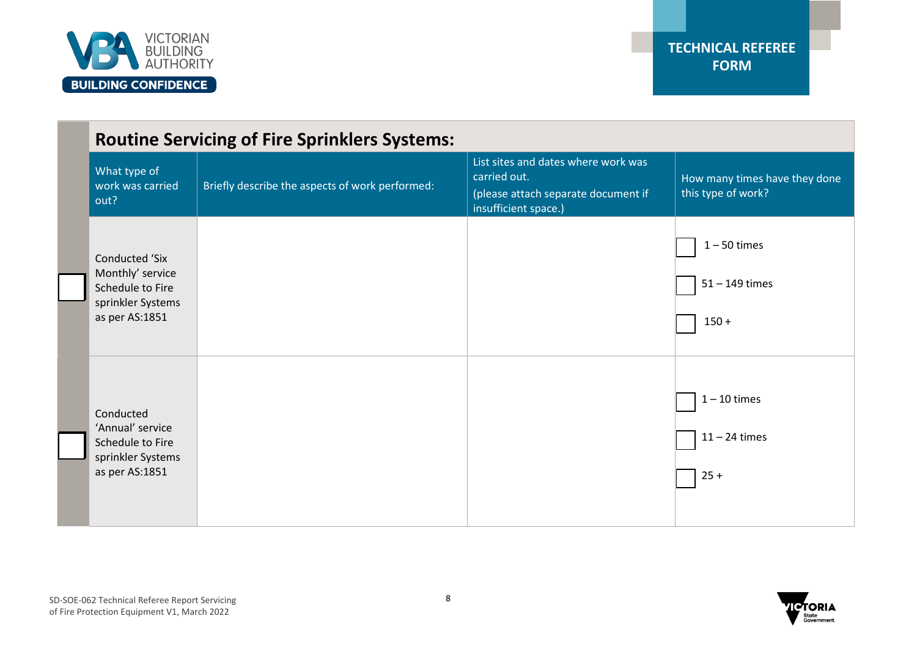## Routine Servicing of Fire Sprinklers Systems:

| What type of work was carried out? | Briefly describe the aspects of work performed: | List sites and dates where work was carried out. (please attach separate document if insufficient space.) | How many times have they done this type of work? |
|---|---|---|---|
| ☐ Conducted 'Six Monthly' service Schedule to Fire sprinkler Systems as per AS:1851 | | | ☐ 1 – 50 times<br>☐ 51 – 149 times<br>☐ 150 + |
| ☐ Conducted 'Annual' service Schedule to Fire sprinkler Systems as per AS:1851 | | | ☐ 1 – 10 times<br>☐ 11 – 24 times<br>☐ 25 + |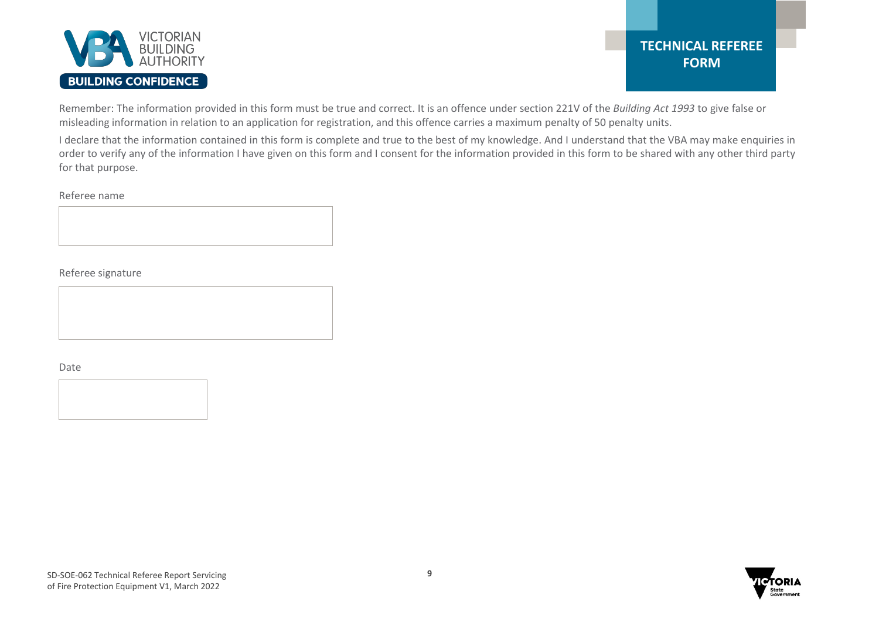# TECHNICAL REFEREE FORM

Remember: The information provided in this form must be true and correct. It is an offence under section 221V of the *Building Act 1993* to give false or misleading information in relation to an application for registration, and this offence carries a maximum penalty of 50 penalty units.

I declare that the information contained in this form is complete and true to the best of my knowledge. And I understand that the VBA may make enquiries in order to verify any of the information I have given on this form and I consent for the information provided in this form to be shared with any other third party for that purpose.

Referee name

Referee signature

Date